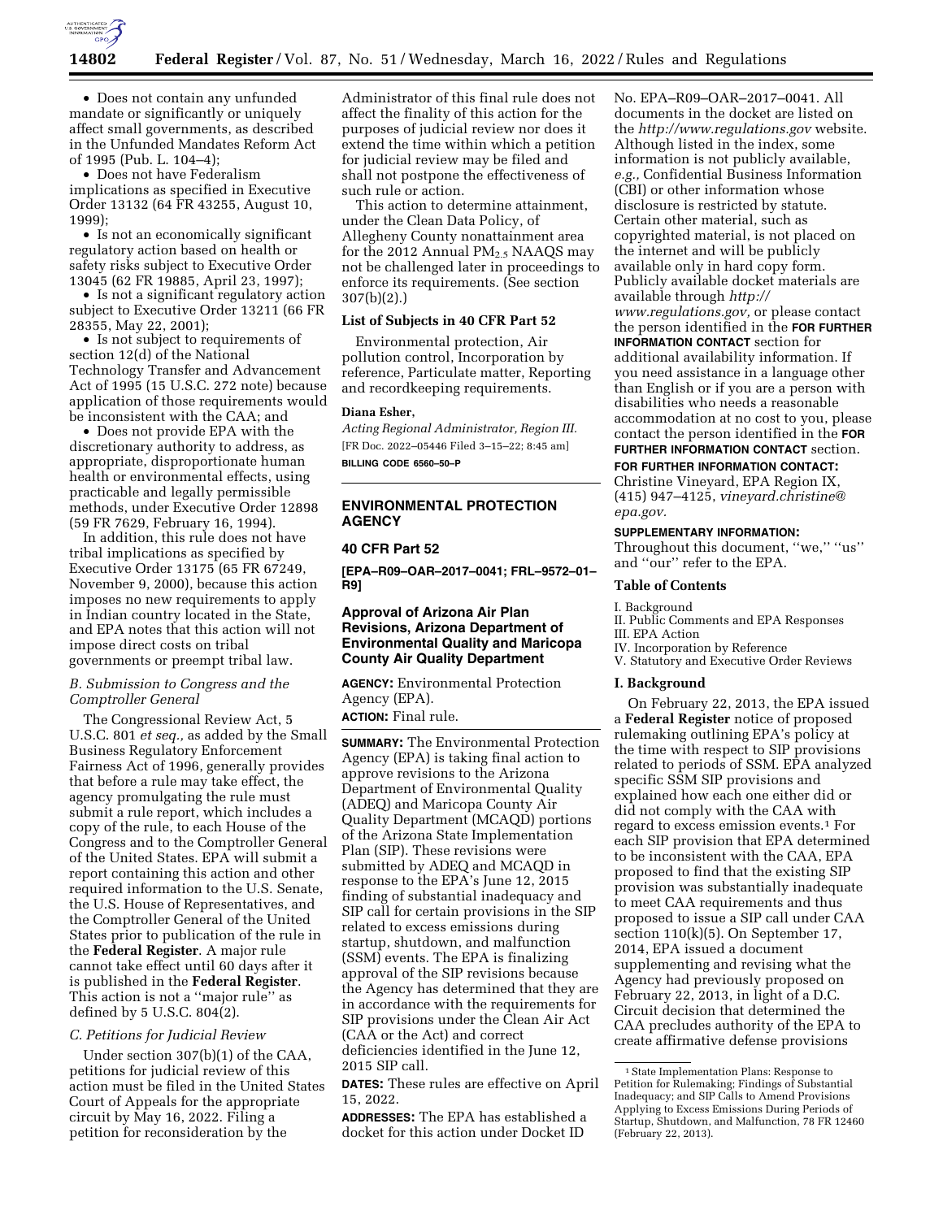- Does not contain any unfunded mandate or significantly or uniquely affect small governments, as described in the Unfunded Mandates Reform Act of 1995 (Pub. L. 104–4);
- Does not have Federalism implications as specified in Executive Order 13132 (64 FR 43255, August 10, 1999);
- Is not an economically significant regulatory action based on health or safety risks subject to Executive Order 13045 (62 FR 19885, April 23, 1997);
- Is not a significant regulatory action subject to Executive Order 13211 (66 FR 28355, May 22, 2001);
- Is not subject to requirements of section 12(d) of the National Technology Transfer and Advancement Act of 1995 (15 U.S.C. 272 note) because application of those requirements would be inconsistent with the CAA; and
- Does not provide EPA with the discretionary authority to address, as appropriate, disproportionate human health or environmental effects, using practicable and legally permissible methods, under Executive Order 12898 (59 FR 7629, February 16, 1994).

In addition, this rule does not have tribal implications as specified by Executive Order 13175 (65 FR 67249, November 9, 2000), because this action imposes no new requirements to apply in Indian country located in the State, and EPA notes that this action will not impose direct costs on tribal governments or preempt tribal law.

### *B. Submission to Congress and the Comptroller General*

The Congressional Review Act, 5 U.S.C. 801 *et seq.,* as added by the Small Business Regulatory Enforcement Fairness Act of 1996, generally provides that before a rule may take effect, the agency promulgating the rule must submit a rule report, which includes a copy of the rule, to each House of the Congress and to the Comptroller General of the United States. EPA will submit a report containing this action and other required information to the U.S. Senate, the U.S. House of Representatives, and the Comptroller General of the United States prior to publication of the rule in the **Federal Register**. A major rule cannot take effect until 60 days after it is published in the **Federal Register**. This action is not a ''major rule'' as defined by 5 U.S.C. 804(2).

### *C. Petitions for Judicial Review*

Under section 307(b)(1) of the CAA, petitions for judicial review of this action must be filed in the United States Court of Appeals for the appropriate circuit by May 16, 2022. Filing a petition for reconsideration by the Administrator of this final rule does not affect the finality of this action for the purposes of judicial review nor does it extend the time within which a petition for judicial review may be filed and shall not postpone the effectiveness of such rule or action.

This action to determine attainment, under the Clean Data Policy, of Allegheny County nonattainment area for the 2012 Annual $PM_{2.5}$ NAAQS may not be challenged later in proceedings to enforce its requirements. (See section 307(b)(2).)

### List of Subjects in 40 CFR Part 52

Environmental protection, Air pollution control, Incorporation by reference, Particulate matter, Reporting and recordkeeping requirements.

**Diana Esher,**

*Acting Regional Administrator, Region III.*

[FR Doc. 2022–05446 Filed 3–15–22; 8:45 am]

**BILLING CODE 6560–50–P**

---

## ENVIRONMENTAL PROTECTION AGENCY

### 40 CFR Part 52

**[EPA–R09–OAR–2017–0041; FRL–9572–01–R9]**

## Approval of Arizona Air Plan Revisions, Arizona Department of Environmental Quality and Maricopa County Air Quality Department

**AGENCY:** Environmental Protection Agency (EPA).

**ACTION:** Final rule.

**SUMMARY:** The Environmental Protection Agency (EPA) is taking final action to approve revisions to the Arizona Department of Environmental Quality (ADEQ) and Maricopa County Air Quality Department (MCAQD) portions of the Arizona State Implementation Plan (SIP). These revisions were submitted by ADEQ and MCAQD in response to the EPA's June 12, 2015 finding of substantial inadequacy and SIP call for certain provisions in the SIP related to excess emissions during startup, shutdown, and malfunction (SSM) events. The EPA is finalizing approval of the SIP revisions because the Agency has determined that they are in accordance with the requirements for SIP provisions under the Clean Air Act (CAA or the Act) and correct deficiencies identified in the June 12, 2015 SIP call.

**DATES:** These rules are effective on April 15, 2022.

**ADDRESSES:** The EPA has established a docket for this action under Docket ID No. EPA–R09–OAR–2017–0041. All documents in the docket are listed on the *http://www.regulations.gov* website. Although listed in the index, some information is not publicly available, *e.g.,* Confidential Business Information (CBI) or other information whose disclosure is restricted by statute. Certain other material, such as copyrighted material, is not placed on the internet and will be publicly available only in hard copy form. Publicly available docket materials are available through *http://www.regulations.gov,* or please contact the person identified in the **FOR FURTHER INFORMATION CONTACT** section for additional availability information. If you need assistance in a language other than English or if you are a person with disabilities who needs a reasonable accommodation at no cost to you, please contact the person identified in the **FOR FURTHER INFORMATION CONTACT** section.

**FOR FURTHER INFORMATION CONTACT:** Christine Vineyard, EPA Region IX, (415) 947–4125, *vineyard.christine@epa.gov.*

**SUPPLEMENTARY INFORMATION:** Throughout this document, ''we,'' ''us'' and ''our'' refer to the EPA.

### Table of Contents

I. Background
II. Public Comments and EPA Responses
III. EPA Action
IV. Incorporation by Reference
V. Statutory and Executive Order Reviews

### I. Background

On February 22, 2013, the EPA issued a **Federal Register** notice of proposed rulemaking outlining EPA's policy at the time with respect to SIP provisions related to periods of SSM. EPA analyzed specific SSM SIP provisions and explained how each one either did or did not comply with the CAA with regard to excess emission events.[1] For each SIP provision that EPA determined to be inconsistent with the CAA, EPA proposed to find that the existing SIP provision was substantially inadequate to meet CAA requirements and thus proposed to issue a SIP call under CAA section 110(k)(5). On September 17, 2014, EPA issued a document supplementing and revising what the Agency had previously proposed on February 22, 2013, in light of a D.C. Circuit decision that determined the CAA precludes authority of the EPA to create affirmative defense provisions

[1] State Implementation Plans: Response to Petition for Rulemaking; Findings of Substantial Inadequacy; and SIP Calls to Amend Provisions Applying to Excess Emissions During Periods of Startup, Shutdown, and Malfunction, 78 FR 12460 (February 22, 2013).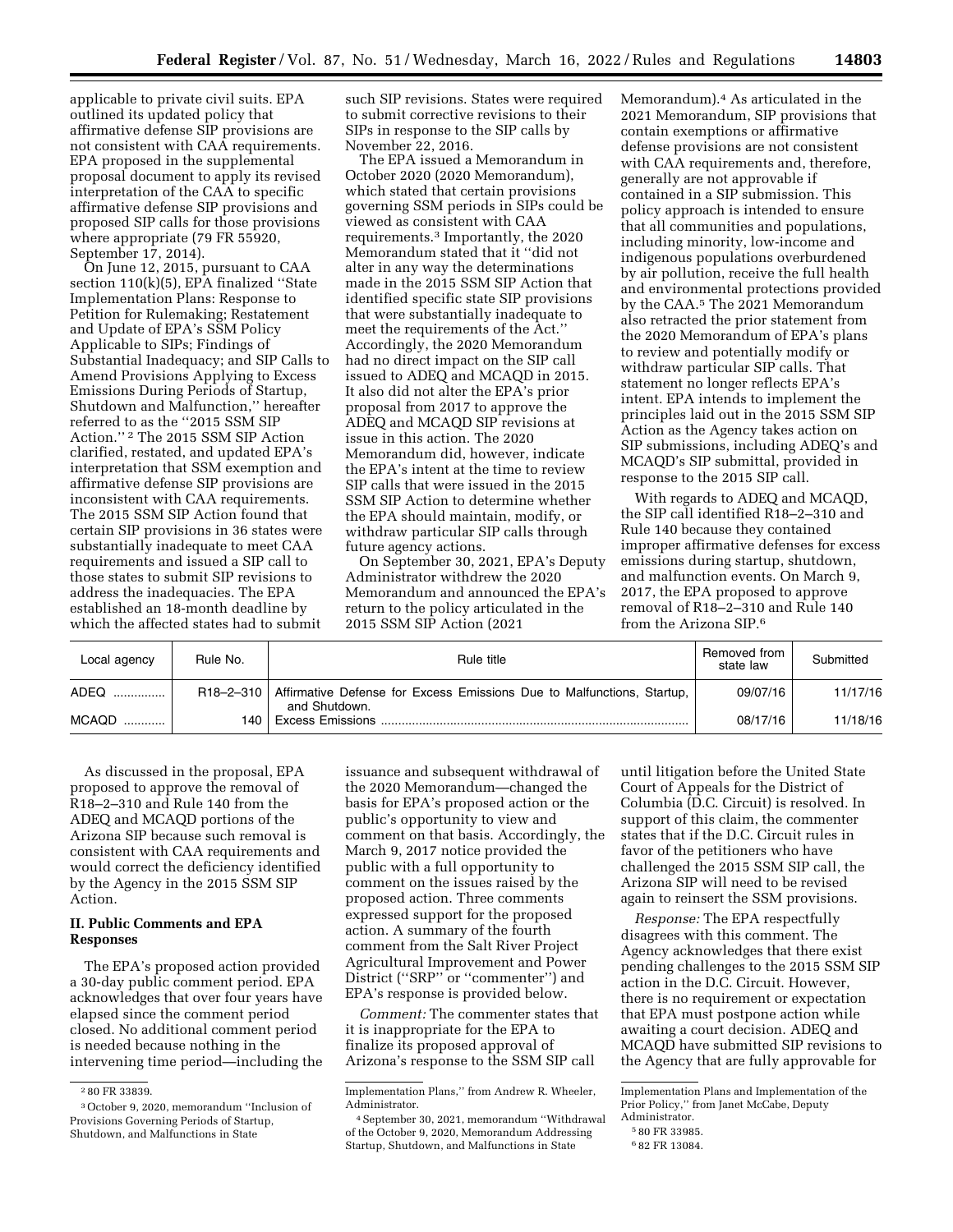applicable to private civil suits. EPA outlined its updated policy that affirmative defense SIP provisions are not consistent with CAA requirements. EPA proposed in the supplemental proposal document to apply its revised interpretation of the CAA to specific affirmative defense SIP provisions and proposed SIP calls for those provisions where appropriate (79 FR 55920, September 17, 2014).

On June 12, 2015, pursuant to CAA section 110(k)(5), EPA finalized ''State Implementation Plans: Response to Petition for Rulemaking; Restatement and Update of EPA's SSM Policy Applicable to SIPs; Findings of Substantial Inadequacy; and SIP Calls to Amend Provisions Applying to Excess Emissions During Periods of Startup, Shutdown and Malfunction,'' hereafter referred to as the ''2015 SSM SIP Action.'' [2] The 2015 SSM SIP Action clarified, restated, and updated EPA's interpretation that SSM exemption and affirmative defense SIP provisions are inconsistent with CAA requirements. The 2015 SSM SIP Action found that certain SIP provisions in 36 states were substantially inadequate to meet CAA requirements and issued a SIP call to those states to submit SIP revisions to address the inadequacies. The EPA established an 18-month deadline by which the affected states had to submit such SIP revisions. States were required to submit corrective revisions to their SIPs in response to the SIP calls by November 22, 2016.

The EPA issued a Memorandum in October 2020 (2020 Memorandum), which stated that certain provisions governing SSM periods in SIPs could be viewed as consistent with CAA requirements.[3] Importantly, the 2020 Memorandum stated that it ''did not alter in any way the determinations made in the 2015 SSM SIP Action that identified specific state SIP provisions that were substantially inadequate to meet the requirements of the Act.'' Accordingly, the 2020 Memorandum had no direct impact on the SIP call issued to ADEQ and MCAQD in 2015. It also did not alter the EPA's prior proposal from 2017 to approve the ADEQ and MCAQD SIP revisions at issue in this action. The 2020 Memorandum did, however, indicate the EPA's intent at the time to review SIP calls that were issued in the 2015 SSM SIP Action to determine whether the EPA should maintain, modify, or withdraw particular SIP calls through future agency actions.

On September 30, 2021, EPA's Deputy Administrator withdrew the 2020 Memorandum and announced the EPA's return to the policy articulated in the 2015 SSM SIP Action (2021 Memorandum).[4] As articulated in the 2021 Memorandum, SIP provisions that contain exemptions or affirmative defense provisions are not consistent with CAA requirements and, therefore, generally are not approvable if contained in a SIP submission. This policy approach is intended to ensure that all communities and populations, including minority, low-income and indigenous populations overburdened by air pollution, receive the full health and environmental protections provided by the CAA.[5] The 2021 Memorandum also retracted the prior statement from the 2020 Memorandum of EPA's plans to review and potentially modify or withdraw particular SIP calls. That statement no longer reflects EPA's intent. EPA intends to implement the principles laid out in the 2015 SSM SIP Action as the Agency takes action on SIP submissions, including ADEQ's and MCAQD's SIP submittal, provided in response to the 2015 SIP call.

With regards to ADEQ and MCAQD, the SIP call identified R18–2–310 and Rule 140 because they contained improper affirmative defenses for excess emissions during startup, shutdown, and malfunction events. On March 9, 2017, the EPA proposed to approve removal of R18–2–310 and Rule 140 from the Arizona SIP.[6]

| Local agency | Rule No. | Rule title | Removed from state law | Submitted |
|---|---|---|---|---|
| ADEQ | R18–2–310 | Affirmative Defense for Excess Emissions Due to Malfunctions, Startup, and Shutdown. | 09/07/16 | 11/17/16 |
| MCAQD | 140 | Excess Emissions | 08/17/16 | 11/18/16 |

As discussed in the proposal, EPA proposed to approve the removal of R18–2–310 and Rule 140 from the ADEQ and MCAQD portions of the Arizona SIP because such removal is consistent with CAA requirements and would correct the deficiency identified by the Agency in the 2015 SSM SIP Action.

## II. Public Comments and EPA Responses

The EPA's proposed action provided a 30-day public comment period. EPA acknowledges that over four years have elapsed since the comment period closed. No additional comment period is needed because nothing in the intervening time period—including the issuance and subsequent withdrawal of the 2020 Memorandum—changed the basis for EPA's proposed action or the public's opportunity to view and comment on that basis. Accordingly, the March 9, 2017 notice provided the public with a full opportunity to comment on the issues raised by the proposed action. Three comments expressed support for the proposed action. A summary of the fourth comment from the Salt River Project Agricultural Improvement and Power District (''SRP'' or ''commenter'') and EPA's response is provided below.

*Comment:* The commenter states that it is inappropriate for the EPA to finalize its proposed approval of Arizona's response to the SSM SIP call until litigation before the United State Court of Appeals for the District of Columbia (D.C. Circuit) is resolved. In support of this claim, the commenter states that if the D.C. Circuit rules in favor of the petitioners who have challenged the 2015 SSM SIP call, the Arizona SIP will need to be revised again to reinsert the SSM provisions.

*Response:* The EPA respectfully disagrees with this comment. The Agency acknowledges that there exist pending challenges to the 2015 SSM SIP action in the D.C. Circuit. However, there is no requirement or expectation that EPA must postpone action while awaiting a court decision. ADEQ and MCAQD have submitted SIP revisions to the Agency that are fully approvable for

---

[2] 80 FR 33839.

[3] October 9, 2020, memorandum ''Inclusion of Provisions Governing Periods of Startup, Shutdown, and Malfunctions in State Implementation Plans,'' from Andrew R. Wheeler, Administrator.

[4] September 30, 2021, memorandum ''Withdrawal of the October 9, 2020, Memorandum Addressing Startup, Shutdown, and Malfunctions in State Implementation Plans and Implementation of the Prior Policy,'' from Janet McCabe, Deputy Administrator.

[5] 80 FR 33985.

[6] 82 FR 13084.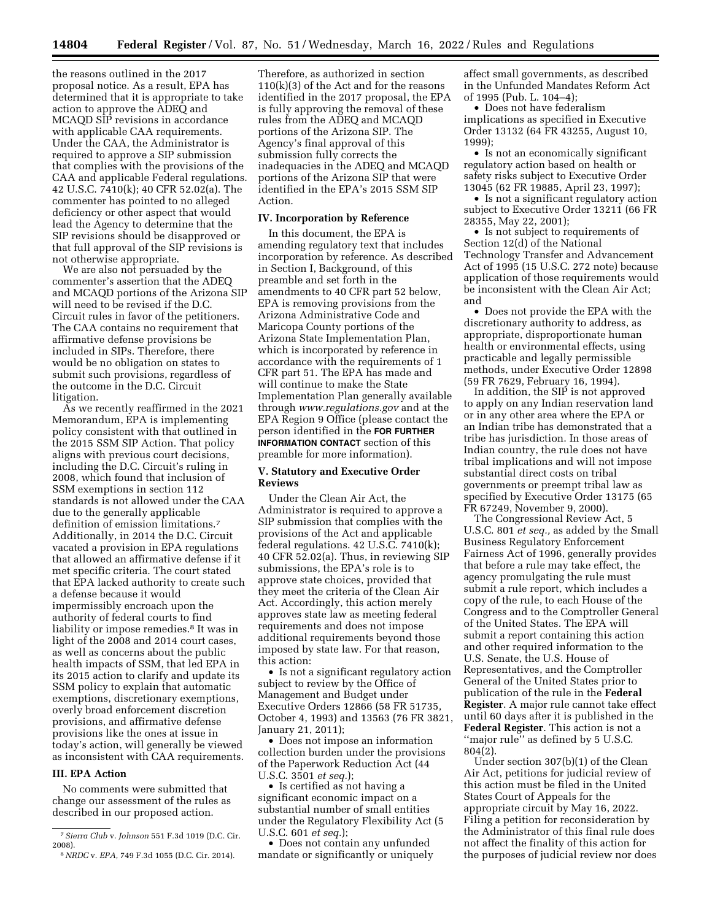the reasons outlined in the 2017 proposal notice. As a result, EPA has determined that it is appropriate to take action to approve the ADEQ and MCAQD SIP revisions in accordance with applicable CAA requirements. Under the CAA, the Administrator is required to approve a SIP submission that complies with the provisions of the CAA and applicable Federal regulations. 42 U.S.C. 7410(k); 40 CFR 52.02(a). The commenter has pointed to no alleged deficiency or other aspect that would lead the Agency to determine that the SIP revisions should be disapproved or that full approval of the SIP revisions is not otherwise appropriate.

We are also not persuaded by the commenter's assertion that the ADEQ and MCAQD portions of the Arizona SIP will need to be revised if the D.C. Circuit rules in favor of the petitioners. The CAA contains no requirement that affirmative defense provisions be included in SIPs. Therefore, there would be no obligation on states to submit such provisions, regardless of the outcome in the D.C. Circuit litigation.

As we recently reaffirmed in the 2021 Memorandum, EPA is implementing policy consistent with that outlined in the 2015 SSM SIP Action. That policy aligns with previous court decisions, including the D.C. Circuit's ruling in 2008, which found that inclusion of SSM exemptions in section 112 standards is not allowed under the CAA due to the generally applicable definition of emission limitations.[7] Additionally, in 2014 the D.C. Circuit vacated a provision in EPA regulations that allowed an affirmative defense if it met specific criteria. The court stated that EPA lacked authority to create such a defense because it would impermissibly encroach upon the authority of federal courts to find liability or impose remedies.[8] It was in light of the 2008 and 2014 court cases, as well as concerns about the public health impacts of SSM, that led EPA in its 2015 action to clarify and update its SSM policy to explain that automatic exemptions, discretionary exemptions, overly broad enforcement discretion provisions, and affirmative defense provisions like the ones at issue in today's action, will generally be viewed as inconsistent with CAA requirements.

## III. EPA Action

No comments were submitted that change our assessment of the rules as described in our proposed action. Therefore, as authorized in section 110(k)(3) of the Act and for the reasons identified in the 2017 proposal, the EPA is fully approving the removal of these rules from the ADEQ and MCAQD portions of the Arizona SIP. The Agency's final approval of this submission fully corrects the inadequacies in the ADEQ and MCAQD portions of the Arizona SIP that were identified in the EPA's 2015 SSM SIP Action.

## IV. Incorporation by Reference

In this document, the EPA is amending regulatory text that includes incorporation by reference. As described in Section I, Background, of this preamble and set forth in the amendments to 40 CFR part 52 below, EPA is removing provisions from the Arizona Administrative Code and Maricopa County portions of the Arizona State Implementation Plan, which is incorporated by reference in accordance with the requirements of 1 CFR part 51. The EPA has made and will continue to make the State Implementation Plan generally available through *www.regulations.gov* and at the EPA Region 9 Office (please contact the person identified in the **FOR FURTHER INFORMATION CONTACT** section of this preamble for more information).

## V. Statutory and Executive Order Reviews

Under the Clean Air Act, the Administrator is required to approve a SIP submission that complies with the provisions of the Act and applicable federal regulations. 42 U.S.C. 7410(k); 40 CFR 52.02(a). Thus, in reviewing SIP submissions, the EPA's role is to approve state choices, provided that they meet the criteria of the Clean Air Act. Accordingly, this action merely approves state law as meeting federal requirements and does not impose additional requirements beyond those imposed by state law. For that reason, this action:

- Is not a significant regulatory action subject to review by the Office of Management and Budget under Executive Orders 12866 (58 FR 51735, October 4, 1993) and 13563 (76 FR 3821, January 21, 2011);
- Does not impose an information collection burden under the provisions of the Paperwork Reduction Act (44 U.S.C. 3501 *et seq.*);
- Is certified as not having a significant economic impact on a substantial number of small entities under the Regulatory Flexibility Act (5 U.S.C. 601 *et seq.*);
- Does not contain any unfunded mandate or significantly or uniquely affect small governments, as described in the Unfunded Mandates Reform Act of 1995 (Pub. L. 104–4);
- Does not have federalism implications as specified in Executive Order 13132 (64 FR 43255, August 10, 1999);
- Is not an economically significant regulatory action based on health or safety risks subject to Executive Order 13045 (62 FR 19885, April 23, 1997);
- Is not a significant regulatory action subject to Executive Order 13211 (66 FR 28355, May 22, 2001);
- Is not subject to requirements of Section 12(d) of the National Technology Transfer and Advancement Act of 1995 (15 U.S.C. 272 note) because application of those requirements would be inconsistent with the Clean Air Act; and
- Does not provide the EPA with the discretionary authority to address, as appropriate, disproportionate human health or environmental effects, using practicable and legally permissible methods, under Executive Order 12898 (59 FR 7629, February 16, 1994).

In addition, the SIP is not approved to apply on any Indian reservation land or in any other area where the EPA or an Indian tribe has demonstrated that a tribe has jurisdiction. In those areas of Indian country, the rule does not have tribal implications and will not impose substantial direct costs on tribal governments or preempt tribal law as specified by Executive Order 13175 (65 FR 67249, November 9, 2000).

The Congressional Review Act, 5 U.S.C. 801 *et seq.,* as added by the Small Business Regulatory Enforcement Fairness Act of 1996, generally provides that before a rule may take effect, the agency promulgating the rule must submit a rule report, which includes a copy of the rule, to each House of the Congress and to the Comptroller General of the United States. The EPA will submit a report containing this action and other required information to the U.S. Senate, the U.S. House of Representatives, and the Comptroller General of the United States prior to publication of the rule in the **Federal Register**. A major rule cannot take effect until 60 days after it is published in the **Federal Register**. This action is not a "major rule" as defined by 5 U.S.C. 804(2).

Under section 307(b)(1) of the Clean Air Act, petitions for judicial review of this action must be filed in the United States Court of Appeals for the appropriate circuit by May 16, 2022. Filing a petition for reconsideration by the Administrator of this final rule does not affect the finality of this action for the purposes of judicial review nor does

---

[7] *Sierra Club* v. *Johnson* 551 F.3d 1019 (D.C. Cir. 2008).

[8] *NRDC* v. *EPA,* 749 F.3d 1055 (D.C. Cir. 2014).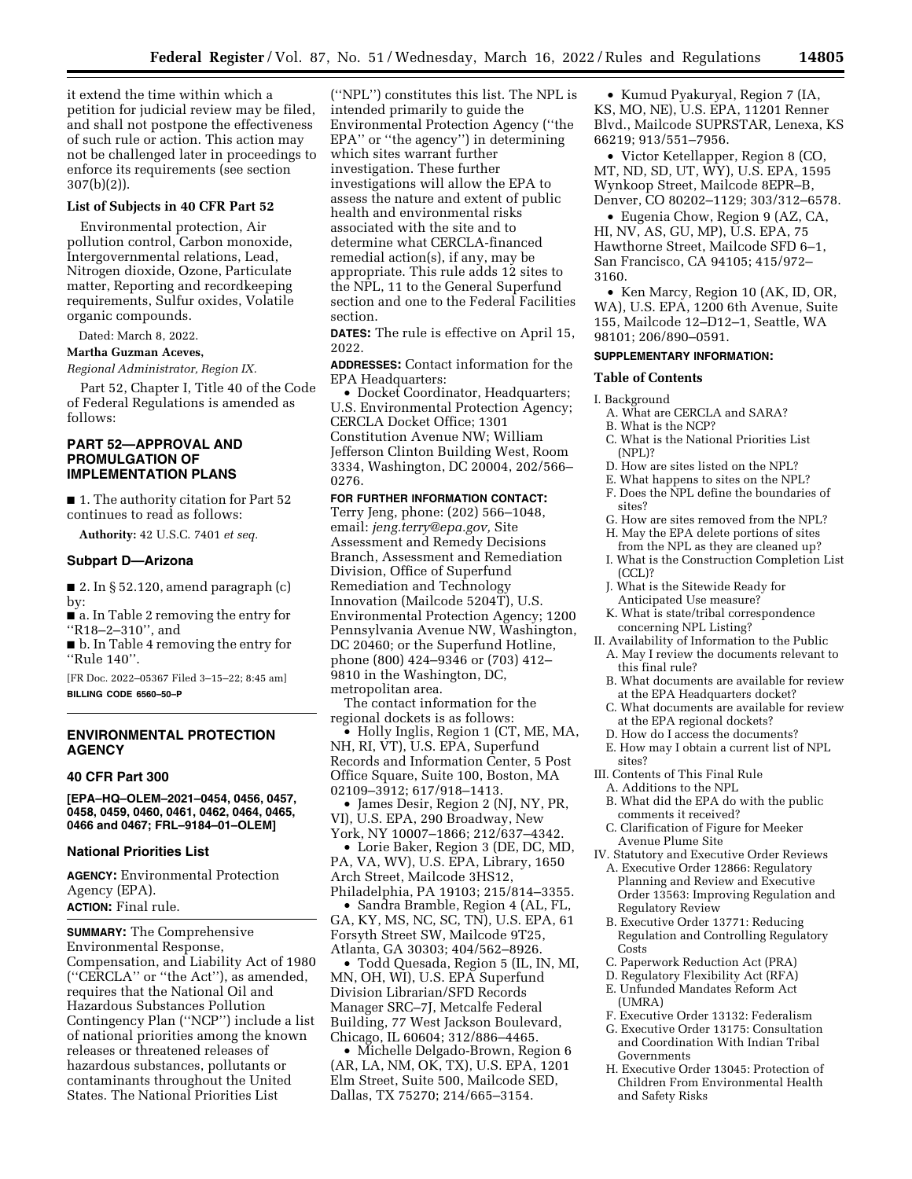it extend the time within which a petition for judicial review may be filed, and shall not postpone the effectiveness of such rule or action. This action may not be challenged later in proceedings to enforce its requirements (see section 307(b)(2)).

### List of Subjects in 40 CFR Part 52

Environmental protection, Air pollution control, Carbon monoxide, Intergovernmental relations, Lead, Nitrogen dioxide, Ozone, Particulate matter, Reporting and recordkeeping requirements, Sulfur oxides, Volatile organic compounds.

Dated: March 8, 2022.

**Martha Guzman Aceves,**

*Regional Administrator, Region IX.*

Part 52, Chapter I, Title 40 of the Code of Federal Regulations is amended as follows:

## PART 52—APPROVAL AND PROMULGATION OF IMPLEMENTATION PLANS

■ 1. The authority citation for Part 52 continues to read as follows:

**Authority:** 42 U.S.C. 7401 *et seq.*

### Subpart D—Arizona

■ 2. In § 52.120, amend paragraph (c) by:

■ a. In Table 2 removing the entry for ''R18–2–310'', and

■ b. In Table 4 removing the entry for ''Rule 140''.

[FR Doc. 2022–05367 Filed 3–15–22; 8:45 am]

**BILLING CODE 6560–50–P**

## ENVIRONMENTAL PROTECTION AGENCY

### 40 CFR Part 300

**[EPA–HQ–OLEM–2021–0454, 0456, 0457, 0458, 0459, 0460, 0461, 0462, 0464, 0465, 0466 and 0467; FRL–9184–01–OLEM]**

### National Priorities List

**AGENCY:** Environmental Protection Agency (EPA).

**ACTION:** Final rule.

**SUMMARY:** The Comprehensive Environmental Response, Compensation, and Liability Act of 1980 (''CERCLA'' or ''the Act''), as amended, requires that the National Oil and Hazardous Substances Pollution Contingency Plan (''NCP'') include a list of national priorities among the known releases or threatened releases of hazardous substances, pollutants or contaminants throughout the United States. The National Priorities List (''NPL'') constitutes this list. The NPL is intended primarily to guide the Environmental Protection Agency (''the EPA'' or ''the agency'') in determining which sites warrant further investigation. These further investigations will allow the EPA to assess the nature and extent of public health and environmental risks associated with the site and to determine what CERCLA-financed remedial action(s), if any, may be appropriate. This rule adds 12 sites to the NPL, 11 to the General Superfund section and one to the Federal Facilities section.

**DATES:** The rule is effective on April 15, 2022.

**ADDRESSES:** Contact information for the EPA Headquarters:

• Docket Coordinator, Headquarters; U.S. Environmental Protection Agency; CERCLA Docket Office; 1301 Constitution Avenue NW; William Jefferson Clinton Building West, Room 3334, Washington, DC 20004, 202/566–0276.

**FOR FURTHER INFORMATION CONTACT:** Terry Jeng, phone: (202) 566–1048, email: *jeng.terry@epa.gov,* Site Assessment and Remedy Decisions Branch, Assessment and Remediation Division, Office of Superfund Remediation and Technology Innovation (Mailcode 5204T), U.S. Environmental Protection Agency; 1200 Pennsylvania Avenue NW, Washington, DC 20460; or the Superfund Hotline, phone (800) 424–9346 or (703) 412–9810 in the Washington, DC, metropolitan area.

The contact information for the regional dockets is as follows:

• Holly Inglis, Region 1 (CT, ME, MA, NH, RI, VT), U.S. EPA, Superfund Records and Information Center, 5 Post Office Square, Suite 100, Boston, MA 02109–3912; 617/918–1413.

• James Desir, Region 2 (NJ, NY, PR, VI), U.S. EPA, 290 Broadway, New York, NY 10007–1866; 212/637–4342.

• Lorie Baker, Region 3 (DE, DC, MD, PA, VA, WV), U.S. EPA, Library, 1650 Arch Street, Mailcode 3HS12, Philadelphia, PA 19103; 215/814–3355.

• Sandra Bramble, Region 4 (AL, FL, GA, KY, MS, NC, SC, TN), U.S. EPA, 61 Forsyth Street SW, Mailcode 9T25, Atlanta, GA 30303; 404/562–8926.

• Todd Quesada, Region 5 (IL, IN, MI, MN, OH, WI), U.S. EPA Superfund Division Librarian/SFD Records Manager SRC–7J, Metcalfe Federal Building, 77 West Jackson Boulevard, Chicago, IL 60604; 312/886–4465.

• Michelle Delgado-Brown, Region 6 (AR, LA, NM, OK, TX), U.S. EPA, 1201 Elm Street, Suite 500, Mailcode SED, Dallas, TX 75270; 214/665–3154.

• Kumud Pyakuryal, Region 7 (IA, KS, MO, NE), U.S. EPA, 11201 Renner Blvd., Mailcode SUPRSTAR, Lenexa, KS 66219; 913/551–7956.

• Victor Ketellapper, Region 8 (CO, MT, ND, SD, UT, WY), U.S. EPA, 1595 Wynkoop Street, Mailcode 8EPR–B, Denver, CO 80202–1129; 303/312–6578.

• Eugenia Chow, Region 9 (AZ, CA, HI, NV, AS, GU, MP), U.S. EPA, 75 Hawthorne Street, Mailcode SFD 6–1, San Francisco, CA 94105; 415/972–3160.

• Ken Marcy, Region 10 (AK, ID, OR, WA), U.S. EPA, 1200 6th Avenue, Suite 155, Mailcode 12–D12–1, Seattle, WA 98101; 206/890–0591.

**SUPPLEMENTARY INFORMATION:**

### Table of Contents

I. Background
- A. What are CERCLA and SARA?
- B. What is the NCP?
- C. What is the National Priorities List (NPL)?
- D. How are sites listed on the NPL?
- E. What happens to sites on the NPL?
- F. Does the NPL define the boundaries of sites?
- G. How are sites removed from the NPL?
- H. May the EPA delete portions of sites from the NPL as they are cleaned up?
- I. What is the Construction Completion List (CCL)?
- J. What is the Sitewide Ready for Anticipated Use measure?
- K. What is state/tribal correspondence concerning NPL Listing?

II. Availability of Information to the Public
- A. May I review the documents relevant to this final rule?
- B. What documents are available for review at the EPA Headquarters docket?
- C. What documents are available for review at the EPA regional dockets?
- D. How do I access the documents?
- E. How may I obtain a current list of NPL sites?

III. Contents of This Final Rule
- A. Additions to the NPL
- B. What did the EPA do with the public comments it received?
- C. Clarification of Figure for Meeker Avenue Plume Site

IV. Statutory and Executive Order Reviews
- A. Executive Order 12866: Regulatory Planning and Review and Executive Order 13563: Improving Regulation and Regulatory Review
- B. Executive Order 13771: Reducing Regulation and Controlling Regulatory Costs
- C. Paperwork Reduction Act (PRA)
- D. Regulatory Flexibility Act (RFA)
- E. Unfunded Mandates Reform Act (UMRA)
- F. Executive Order 13132: Federalism
- G. Executive Order 13175: Consultation and Coordination With Indian Tribal Governments
- H. Executive Order 13045: Protection of Children From Environmental Health and Safety Risks